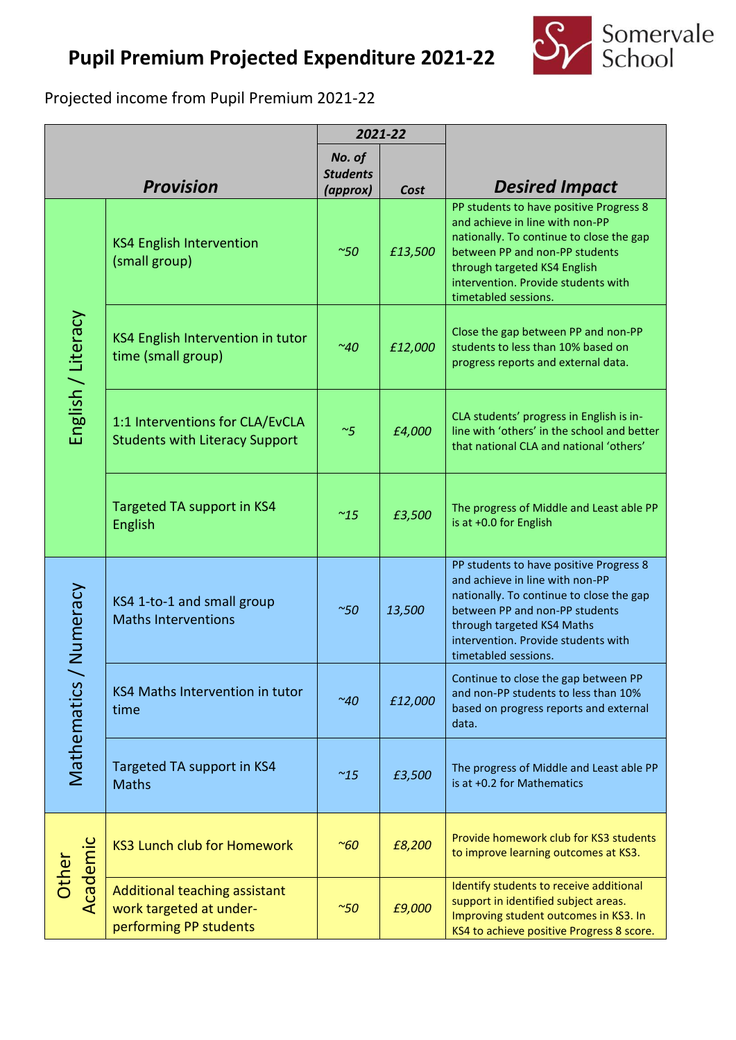# Pupil Premium Projected Expenditure 2021-22

Somervale School

Projected income from Pupil Premium 2021-22

| | ***Provision*** | ***2021-22*** | | ***Desired Impact*** |
|---|---|---|---|---|
| | | ***No. of Students (approx)*** | ***Cost*** | |
| English / Literacy | KS4 English Intervention (small group) | *~50* | *£13,500* | PP students to have positive Progress 8 and achieve in line with non-PP nationally. To continue to close the gap between PP and non-PP students through targeted KS4 English intervention. Provide students with timetabled sessions. |
| | KS4 English Intervention in tutor time (small group) | *~40* | *£12,000* | Close the gap between PP and non-PP students to less than 10% based on progress reports and external data. |
| | 1:1 Interventions for CLA/EvCLA Students with Literacy Support | *~5* | *£4,000* | CLA students' progress in English is in-line with 'others' in the school and better that national CLA and national 'others' |
| | Targeted TA support in KS4 English | *~15* | *£3,500* | The progress of Middle and Least able PP is at +0.0 for English |
| Mathematics / Numeracy | KS4 1-to-1 and small group Maths Interventions | *~50* | *13,500* | PP students to have positive Progress 8 and achieve in line with non-PP nationally. To continue to close the gap between PP and non-PP students through targeted KS4 Maths intervention. Provide students with timetabled sessions. |
| | KS4 Maths Intervention in tutor time | *~40* | *£12,000* | Continue to close the gap between PP and non-PP students to less than 10% based on progress reports and external data. |
| | Targeted TA support in KS4 Maths | *~15* | *£3,500* | The progress of Middle and Least able PP is at +0.2 for Mathematics |
| Other Academic | KS3 Lunch club for Homework | *~60* | *£8,200* | Provide homework club for KS3 students to improve learning outcomes at KS3. |
| | Additional teaching assistant work targeted at under-performing PP students | *~50* | *£9,000* | Identify students to receive additional support in identified subject areas. Improving student outcomes in KS3. In KS4 to achieve positive Progress 8 score. |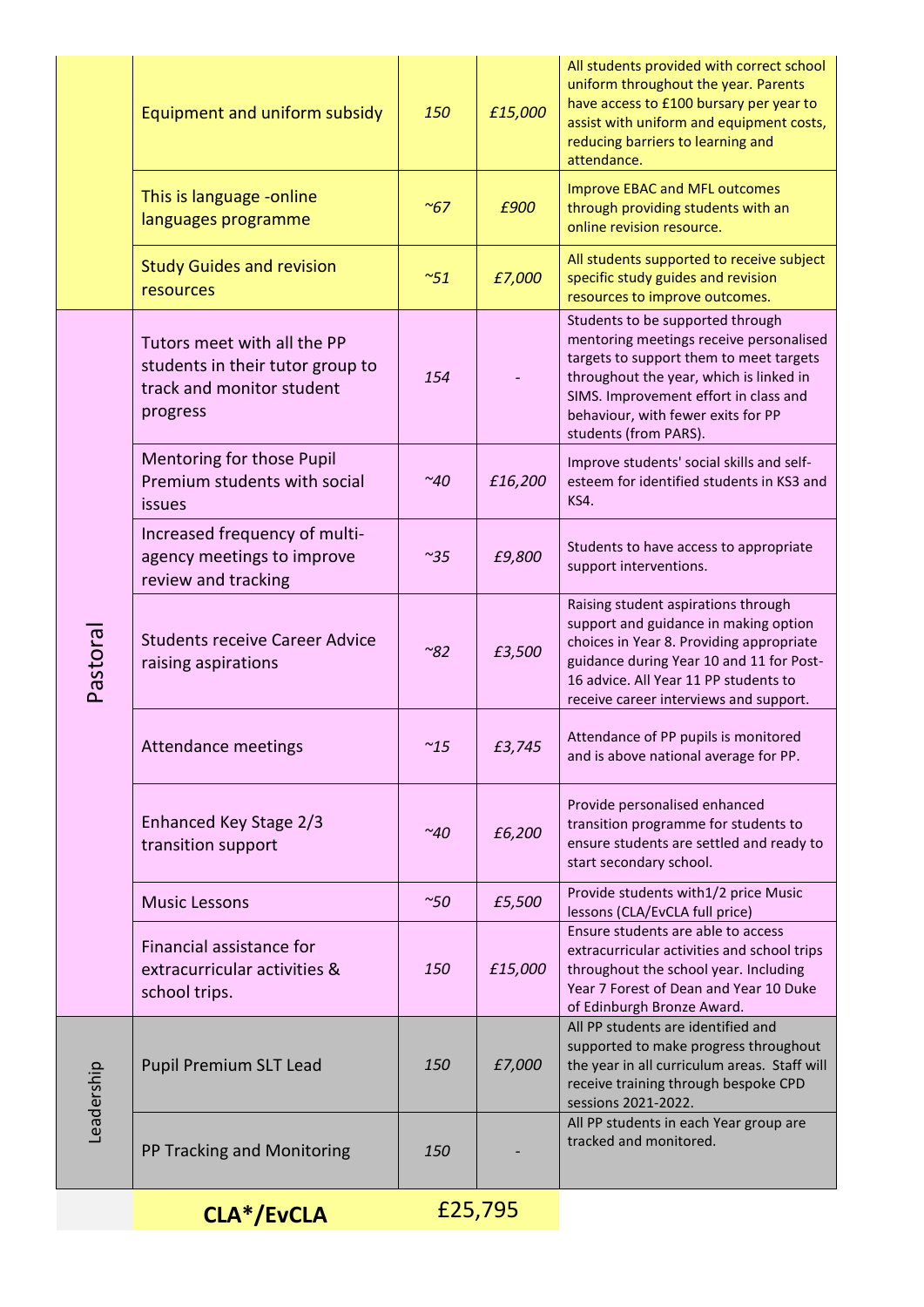| | | | | |
|---|---|---|---|---|
| | Equipment and uniform subsidy | *150* | *£15,000* | All students provided with correct school uniform throughout the year. Parents have access to £100 bursary per year to assist with uniform and equipment costs, reducing barriers to learning and attendance. |
| | This is language -online languages programme | *~67* | *£900* | Improve EBAC and MFL outcomes through providing students with an online revision resource. |
| | Study Guides and revision resources | *~51* | *£7,000* | All students supported to receive subject specific study guides and revision resources to improve outcomes. |
| Pastoral | Tutors meet with all the PP students in their tutor group to track and monitor student progress | *154* | *-* | Students to be supported through mentoring meetings receive personalised targets to support them to meet targets throughout the year, which is linked in SIMS. Improvement effort in class and behaviour, with fewer exits for PP students (from PARS). |
| | Mentoring for those Pupil Premium students with social issues | *~40* | *£16,200* | Improve students' social skills and self-esteem for identified students in KS3 and KS4. |
| | Increased frequency of multi-agency meetings to improve review and tracking | *~35* | *£9,800* | Students to have access to appropriate support interventions. |
| | Students receive Career Advice raising aspirations | *~82* | *£3,500* | Raising student aspirations through support and guidance in making option choices in Year 8. Providing appropriate guidance during Year 10 and 11 for Post-16 advice. All Year 11 PP students to receive career interviews and support. |
| | Attendance meetings | *~15* | *£3,745* | Attendance of PP pupils is monitored and is above national average for PP. |
| | Enhanced Key Stage 2/3 transition support | *~40* | *£6,200* | Provide personalised enhanced transition programme for students to ensure students are settled and ready to start secondary school. |
| | Music Lessons | *~50* | *£5,500* | Provide students with1/2 price Music lessons (CLA/EvCLA full price) |
| | Financial assistance for extracurricular activities & school trips. | *150* | *£15,000* | Ensure students are able to access extracurricular activities and school trips throughout the school year. Including Year 7 Forest of Dean and Year 10 Duke of Edinburgh Bronze Award. |
| Leadership | Pupil Premium SLT Lead | *150* | *£7,000* | All PP students are identified and supported to make progress throughout the year in all curriculum areas. Staff will receive training through bespoke CPD sessions 2021-2022. |
| | PP Tracking and Monitoring | *150* | *-* | All PP students in each Year group are tracked and monitored. |
| | **CLA*/EvCLA** | £25,795 | | |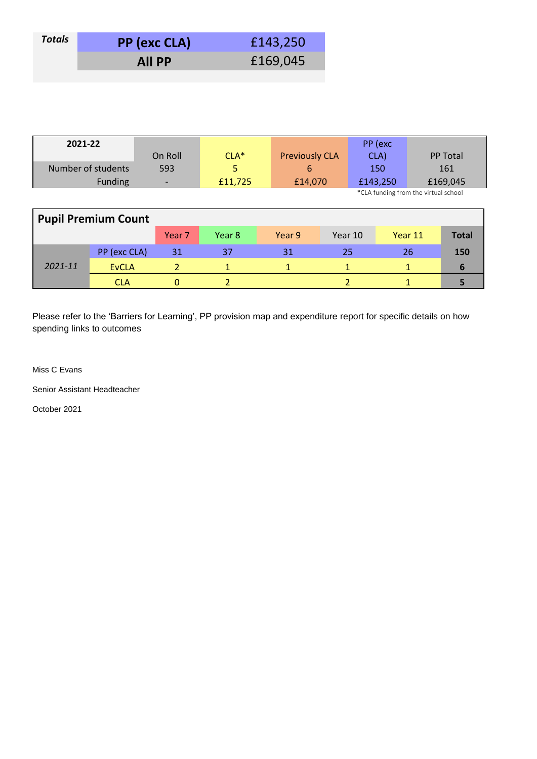| *Totals* | | |
|---|---|---|
| | **PP (exc CLA)** | £143,250 |
| | **All PP** | £169,045 |

| **2021-22** | On Roll | CLA* | Previously CLA | PP (exc CLA) | PP Total |
|---|---|---|---|---|---|
| Number of students | 593 | 5 | 6 | 150 | 161 |
| Funding | - | £11,725 | £14,070 | £143,250 | £169,045 |

*CLA funding from the virtual school

**Pupil Premium Count**

| | | Year 7 | Year 8 | Year 9 | Year 10 | Year 11 | **Total** |
|---|---|---|---|---|---|---|---|
| *2021-11* | PP (exc CLA) | 31 | 37 | 31 | 25 | 26 | **150** |
| | EvCLA | 2 | 1 | 1 | 1 | 1 | **6** |
| | CLA | 0 | 2 | | 2 | 1 | **5** |

Please refer to the 'Barriers for Learning', PP provision map and expenditure report for specific details on how spending links to outcomes

Miss C Evans

Senior Assistant Headteacher

October 2021